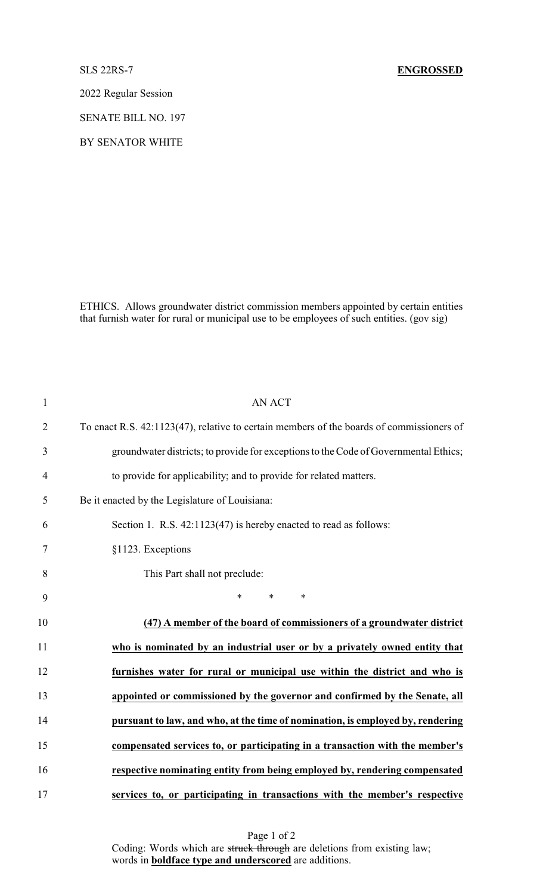SLS 22RS-7 **ENGROSSED**

2022 Regular Session

SENATE BILL NO. 197

BY SENATOR WHITE

ETHICS. Allows groundwater district commission members appointed by certain entities that furnish water for rural or municipal use to be employees of such entities. (gov sig)

AN ACT

To enact R.S. 42:1123(47), relative to certain members of the boards of commissioners of groundwater districts; to provide for exceptions to the Code of Governmental Ethics; to provide for applicability; and to provide for related matters.

Be it enacted by the Legislature of Louisiana:

Section 1. R.S. 42:1123(47) is hereby enacted to read as follows:

§1123. Exceptions

This Part shall not preclude:

\* \* \*

**(47) A member of the board of commissioners of a groundwater district who is nominated by an industrial user or by a privately owned entity that furnishes water for rural or municipal use within the district and who is appointed or commissioned by the governor and confirmed by the Senate, all pursuant to law, and who, at the time of nomination, is employed by, rendering compensated services to, or participating in a transaction with the member's respective nominating entity from being employed by, rendering compensated services to, or participating in transactions with the member's respective**

Coding: Words which are ~~struck through~~ are deletions from existing law; words in **boldface type and underscored** are additions.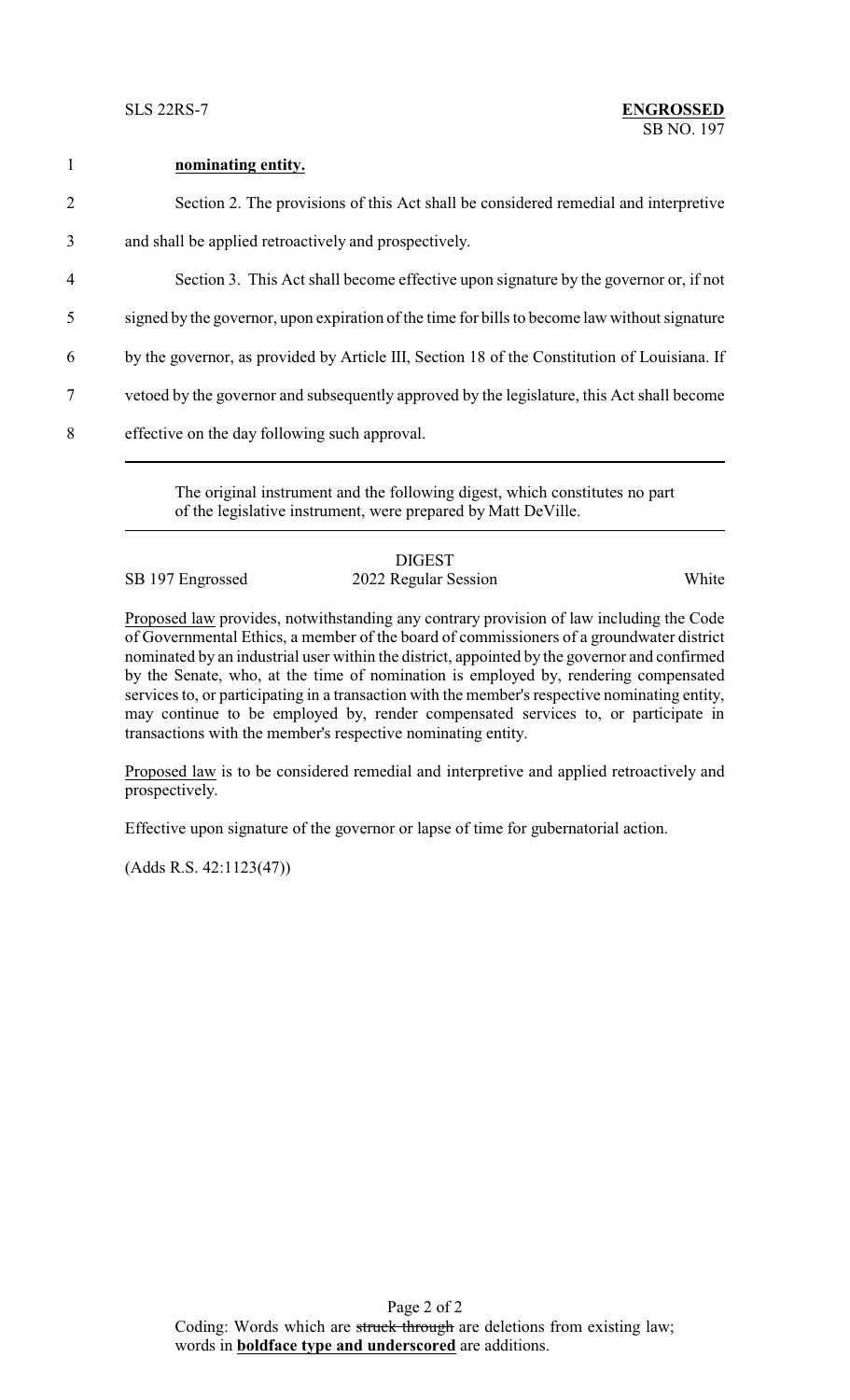**nominating entity.**

Section 2. The provisions of this Act shall be considered remedial and interpretive and shall be applied retroactively and prospectively.

Section 3. This Act shall become effective upon signature by the governor or, if not signed by the governor, upon expiration of the time for bills to become law without signature by the governor, as provided by Article III, Section 18 of the Constitution of Louisiana. If vetoed by the governor and subsequently approved by the legislature, this Act shall become effective on the day following such approval.

---

The original instrument and the following digest, which constitutes no part of the legislative instrument, were prepared by Matt DeVille.

---

DIGEST

SB 197 Engrossed — 2022 Regular Session — White

Proposed law provides, notwithstanding any contrary provision of law including the Code of Governmental Ethics, a member of the board of commissioners of a groundwater district nominated by an industrial user within the district, appointed by the governor and confirmed by the Senate, who, at the time of nomination is employed by, rendering compensated services to, or participating in a transaction with the member's respective nominating entity, may continue to be employed by, render compensated services to, or participate in transactions with the member's respective nominating entity.

Proposed law is to be considered remedial and interpretive and applied retroactively and prospectively.

Effective upon signature of the governor or lapse of time for gubernatorial action.

(Adds R.S. 42:1123(47))

Coding: Words which are ~~struck through~~ are deletions from existing law; words in **boldface type and underscored** are additions.